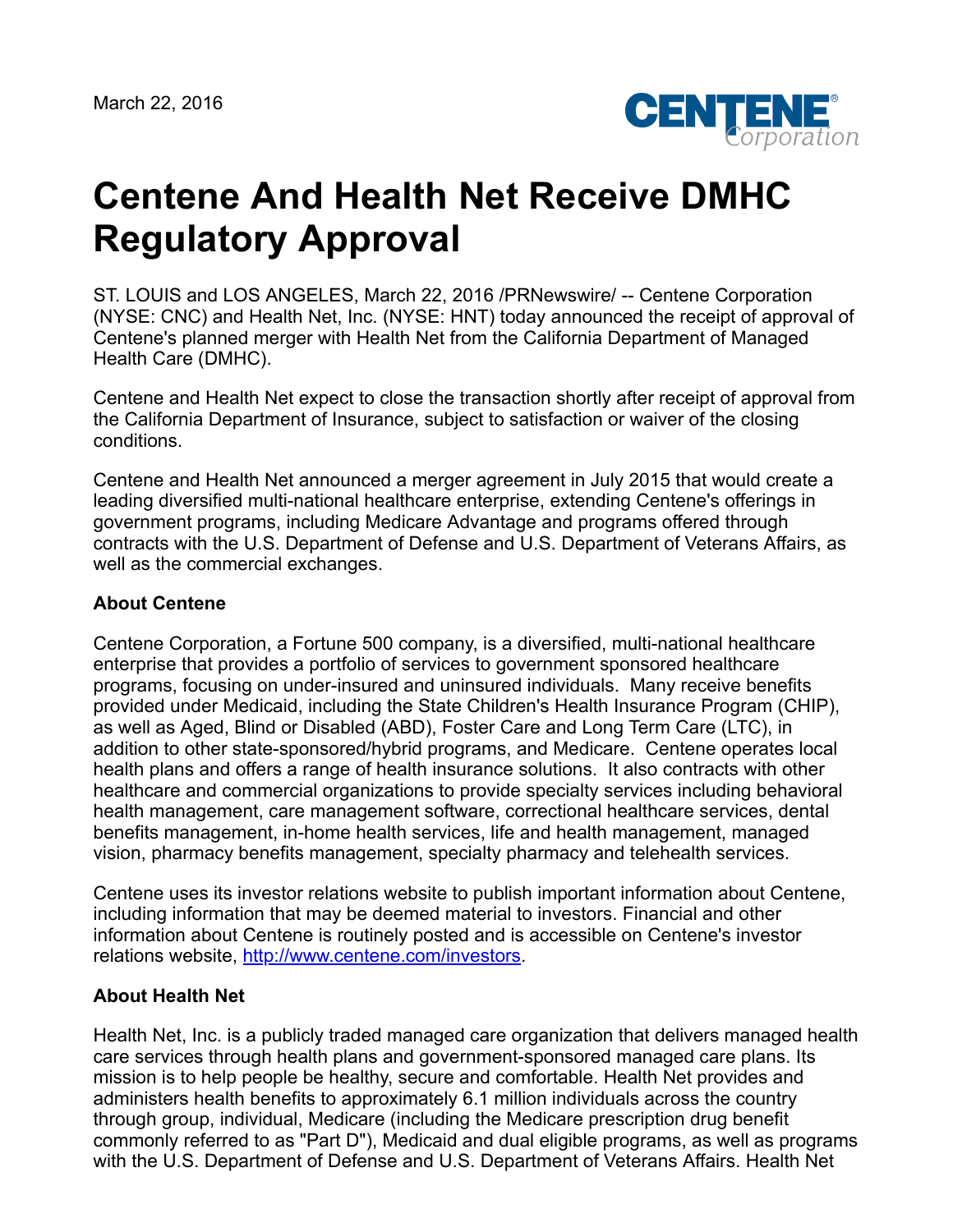March 22, 2016

# Centene And Health Net Receive DMHC Regulatory Approval

ST. LOUIS and LOS ANGELES, March 22, 2016 /PRNewswire/ -- Centene Corporation (NYSE: CNC) and Health Net, Inc. (NYSE: HNT) today announced the receipt of approval of Centene's planned merger with Health Net from the California Department of Managed Health Care (DMHC).

Centene and Health Net expect to close the transaction shortly after receipt of approval from the California Department of Insurance, subject to satisfaction or waiver of the closing conditions.

Centene and Health Net announced a merger agreement in July 2015 that would create a leading diversified multi-national healthcare enterprise, extending Centene's offerings in government programs, including Medicare Advantage and programs offered through contracts with the U.S. Department of Defense and U.S. Department of Veterans Affairs, as well as the commercial exchanges.

**About Centene**

Centene Corporation, a Fortune 500 company, is a diversified, multi-national healthcare enterprise that provides a portfolio of services to government sponsored healthcare programs, focusing on under-insured and uninsured individuals. Many receive benefits provided under Medicaid, including the State Children's Health Insurance Program (CHIP), as well as Aged, Blind or Disabled (ABD), Foster Care and Long Term Care (LTC), in addition to other state-sponsored/hybrid programs, and Medicare. Centene operates local health plans and offers a range of health insurance solutions. It also contracts with other healthcare and commercial organizations to provide specialty services including behavioral health management, care management software, correctional healthcare services, dental benefits management, in-home health services, life and health management, managed vision, pharmacy benefits management, specialty pharmacy and telehealth services.

Centene uses its investor relations website to publish important information about Centene, including information that may be deemed material to investors. Financial and other information about Centene is routinely posted and is accessible on Centene's investor relations website, http://www.centene.com/investors.

**About Health Net**

Health Net, Inc. is a publicly traded managed care organization that delivers managed health care services through health plans and government-sponsored managed care plans. Its mission is to help people be healthy, secure and comfortable. Health Net provides and administers health benefits to approximately 6.1 million individuals across the country through group, individual, Medicare (including the Medicare prescription drug benefit commonly referred to as "Part D"), Medicaid and dual eligible programs, as well as programs with the U.S. Department of Defense and U.S. Department of Veterans Affairs. Health Net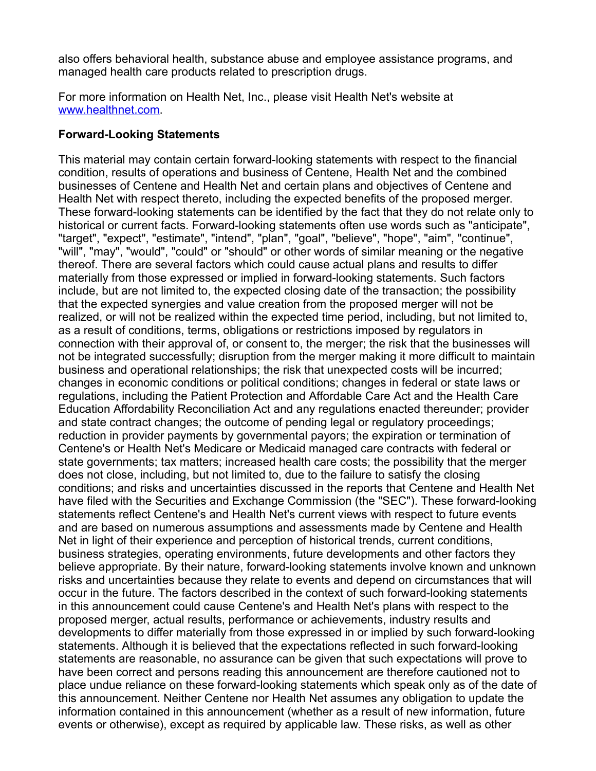also offers behavioral health, substance abuse and employee assistance programs, and managed health care products related to prescription drugs.

For more information on Health Net, Inc., please visit Health Net's website at [www.healthnet.com](http://www.healthnet.com).

**Forward-Looking Statements**

This material may contain certain forward-looking statements with respect to the financial condition, results of operations and business of Centene, Health Net and the combined businesses of Centene and Health Net and certain plans and objectives of Centene and Health Net with respect thereto, including the expected benefits of the proposed merger. These forward-looking statements can be identified by the fact that they do not relate only to historical or current facts. Forward-looking statements often use words such as "anticipate", "target", "expect", "estimate", "intend", "plan", "goal", "believe", "hope", "aim", "continue", "will", "may", "would", "could" or "should" or other words of similar meaning or the negative thereof. There are several factors which could cause actual plans and results to differ materially from those expressed or implied in forward-looking statements. Such factors include, but are not limited to, the expected closing date of the transaction; the possibility that the expected synergies and value creation from the proposed merger will not be realized, or will not be realized within the expected time period, including, but not limited to, as a result of conditions, terms, obligations or restrictions imposed by regulators in connection with their approval of, or consent to, the merger; the risk that the businesses will not be integrated successfully; disruption from the merger making it more difficult to maintain business and operational relationships; the risk that unexpected costs will be incurred; changes in economic conditions or political conditions; changes in federal or state laws or regulations, including the Patient Protection and Affordable Care Act and the Health Care Education Affordability Reconciliation Act and any regulations enacted thereunder; provider and state contract changes; the outcome of pending legal or regulatory proceedings; reduction in provider payments by governmental payors; the expiration or termination of Centene's or Health Net's Medicare or Medicaid managed care contracts with federal or state governments; tax matters; increased health care costs; the possibility that the merger does not close, including, but not limited to, due to the failure to satisfy the closing conditions; and risks and uncertainties discussed in the reports that Centene and Health Net have filed with the Securities and Exchange Commission (the "SEC"). These forward-looking statements reflect Centene's and Health Net's current views with respect to future events and are based on numerous assumptions and assessments made by Centene and Health Net in light of their experience and perception of historical trends, current conditions, business strategies, operating environments, future developments and other factors they believe appropriate. By their nature, forward-looking statements involve known and unknown risks and uncertainties because they relate to events and depend on circumstances that will occur in the future. The factors described in the context of such forward-looking statements in this announcement could cause Centene's and Health Net's plans with respect to the proposed merger, actual results, performance or achievements, industry results and developments to differ materially from those expressed in or implied by such forward-looking statements. Although it is believed that the expectations reflected in such forward-looking statements are reasonable, no assurance can be given that such expectations will prove to have been correct and persons reading this announcement are therefore cautioned not to place undue reliance on these forward-looking statements which speak only as of the date of this announcement. Neither Centene nor Health Net assumes any obligation to update the information contained in this announcement (whether as a result of new information, future events or otherwise), except as required by applicable law. These risks, as well as other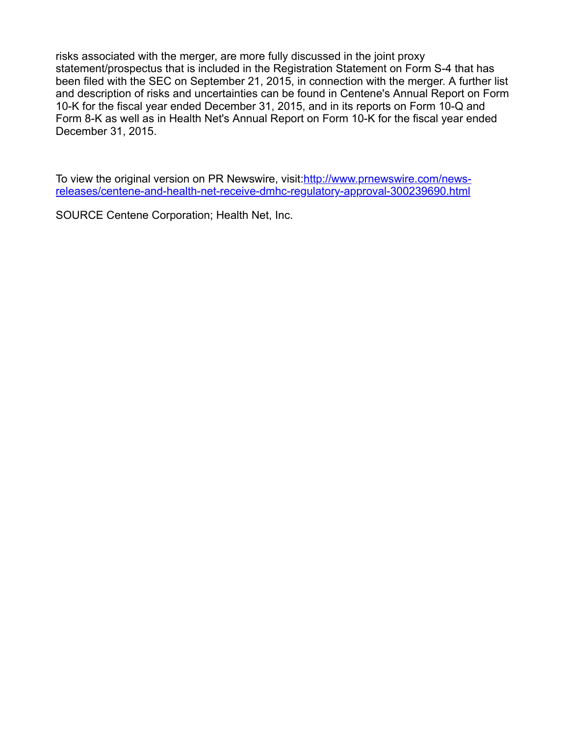risks associated with the merger, are more fully discussed in the joint proxy statement/prospectus that is included in the Registration Statement on Form S-4 that has been filed with the SEC on September 21, 2015, in connection with the merger. A further list and description of risks and uncertainties can be found in Centene's Annual Report on Form 10-K for the fiscal year ended December 31, 2015, and in its reports on Form 10-Q and Form 8-K as well as in Health Net's Annual Report on Form 10-K for the fiscal year ended December 31, 2015.

To view the original version on PR Newswire, visit:[http://www.prnewswire.com/news-releases/centene-and-health-net-receive-dmhc-regulatory-approval-300239690.html](http://www.prnewswire.com/news-releases/centene-and-health-net-receive-dmhc-regulatory-approval-300239690.html)

SOURCE Centene Corporation; Health Net, Inc.